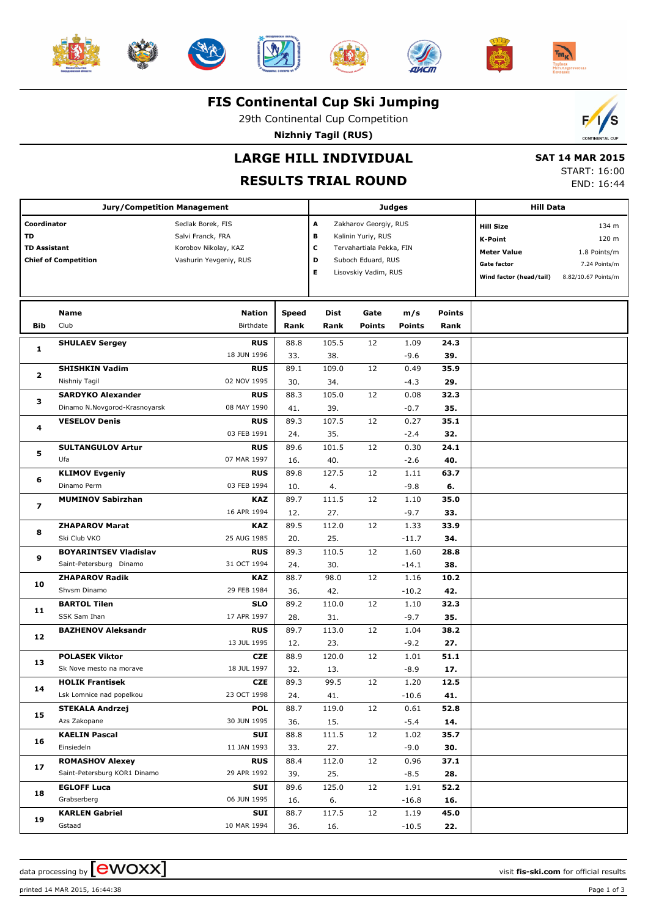# FIS Continental Cup Ski Jumping

29th Continental Cup Competition

**Nizhniy Tagil (RUS)**

## LARGE HILL INDIVIDUAL

## RESULTS TRIAL ROUND

**SAT 14 MAR 2015**
START: 16:00
END: 16:44

| Jury/Competition Management | | Judges | | Hill Data | |
|---|---|---|---|---|---|
| **Coordinator** | Sedlak Borek, FIS | **A** | Zakharov Georgiy, RUS | **Hill Size** | 134 m |
| **TD** | Salvi Franck, FRA | **B** | Kalinin Yuriy, RUS | **K-Point** | 120 m |
| **TD Assistant** | Korobov Nikolay, KAZ | **C** | Tervahartiala Pekka, FIN | **Meter Value** | 1.8 Points/m |
| **Chief of Competition** | Vashurin Yevgeniy, RUS | **D** | Suboch Eduard, RUS | **Gate factor** | 7.24 Points/m |
| | | **E** | Lisovskiy Vadim, RUS | **Wind factor (head/tail)** | 8.82/10.67 Points/m |

| Bib | Name / Club | Nation / Birthdate | Speed / Rank | Dist / Rank | Gate / Points | m/s / Points | Points / Rank |
|---|---|---|---|---|---|---|---|
| 1 | **SHULAEV Sergey** | **RUS** | 88.8 | 105.5 | 12 | 1.09 | **24.3** |
| | | 18 JUN 1996 | 33. | 38. | | -9.6 | **39.** |
| 2 | **SHISHKIN Vadim** | **RUS** | 89.1 | 109.0 | 12 | 0.49 | **35.9** |
| | Nishniy Tagil | 02 NOV 1995 | 30. | 34. | | -4.3 | **29.** |
| 3 | **SARDYKO Alexander** | **RUS** | 88.3 | 105.0 | 12 | 0.08 | **32.3** |
| | Dinamo N.Novgorod-Krasnoyarsk | 08 MAY 1990 | 41. | 39. | | -0.7 | **35.** |
| 4 | **VESELOV Denis** | **RUS** | 89.3 | 107.5 | 12 | 0.27 | **35.1** |
| | | 03 FEB 1991 | 24. | 35. | | -2.4 | **32.** |
| 5 | **SULTANGULOV Artur** | **RUS** | 89.6 | 101.5 | 12 | 0.30 | **24.1** |
| | Ufa | 07 MAR 1997 | 16. | 40. | | -2.6 | **40.** |
| 6 | **KLIMOV Evgeniy** | **RUS** | 89.8 | 127.5 | 12 | 1.11 | **63.7** |
| | Dinamo Perm | 03 FEB 1994 | 10. | 4. | | -9.8 | **6.** |
| 7 | **MUMINOV Sabirzhan** | **KAZ** | 89.7 | 111.5 | 12 | 1.10 | **35.0** |
| | | 16 APR 1994 | 12. | 27. | | -9.7 | **33.** |
| 8 | **ZHAPAROV Marat** | **KAZ** | 89.5 | 112.0 | 12 | 1.33 | **33.9** |
| | Ski Club VKO | 25 AUG 1985 | 20. | 25. | | -11.7 | **34.** |
| 9 | **BOYARINTSEV Vladislav** | **RUS** | 89.3 | 110.5 | 12 | 1.60 | **28.8** |
| | Saint-Petersburg Dinamo | 31 OCT 1994 | 24. | 30. | | -14.1 | **38.** |
| 10 | **ZHAPAROV Radik** | **KAZ** | 88.7 | 98.0 | 12 | 1.16 | **10.2** |
| | Shvsm Dinamo | 29 FEB 1984 | 36. | 42. | | -10.2 | **42.** |
| 11 | **BARTOL Tilen** | **SLO** | 89.2 | 110.0 | 12 | 1.10 | **32.3** |
| | SSK Sam Ihan | 17 APR 1997 | 28. | 31. | | -9.7 | **35.** |
| 12 | **BAZHENOV Aleksandr** | **RUS** | 89.7 | 113.0 | 12 | 1.04 | **38.2** |
| | | 13 JUL 1995 | 12. | 23. | | -9.2 | **27.** |
| 13 | **POLASEK Viktor** | **CZE** | 88.9 | 120.0 | 12 | 1.01 | **51.1** |
| | Sk Nove mesto na morave | 18 JUL 1997 | 32. | 13. | | -8.9 | **17.** |
| 14 | **HOLIK Frantisek** | **CZE** | 89.3 | 99.5 | 12 | 1.20 | **12.5** |
| | Lsk Lomnice nad popelkou | 23 OCT 1998 | 24. | 41. | | -10.6 | **41.** |
| 15 | **STEKALA Andrzej** | **POL** | 88.7 | 119.0 | 12 | 0.61 | **52.8** |
| | Azs Zakopane | 30 JUN 1995 | 36. | 15. | | -5.4 | **14.** |
| 16 | **KAELIN Pascal** | **SUI** | 88.8 | 111.5 | 12 | 1.02 | **35.7** |
| | Einsiedeln | 11 JAN 1993 | 33. | 27. | | -9.0 | **30.** |
| 17 | **ROMASHOV Alexey** | **RUS** | 88.4 | 112.0 | 12 | 0.96 | **37.1** |
| | Saint-Petersburg KOR1 Dinamo | 29 APR 1992 | 39. | 25. | | -8.5 | **28.** |
| 18 | **EGLOFF Luca** | **SUI** | 89.6 | 125.0 | 12 | 1.91 | **52.2** |
| | Grabserberg | 06 JUN 1995 | 16. | 6. | | -16.8 | **16.** |
| 19 | **KARLEN Gabriel** | **SUI** | 88.7 | 117.5 | 12 | 1.19 | **45.0** |
| | Gstaad | 10 MAR 1994 | 36. | 16. | | -10.5 | **22.** |

data processing by [ewoxx] visit **fis-ski.com** for official results

printed 14 MAR 2015, 16:44:38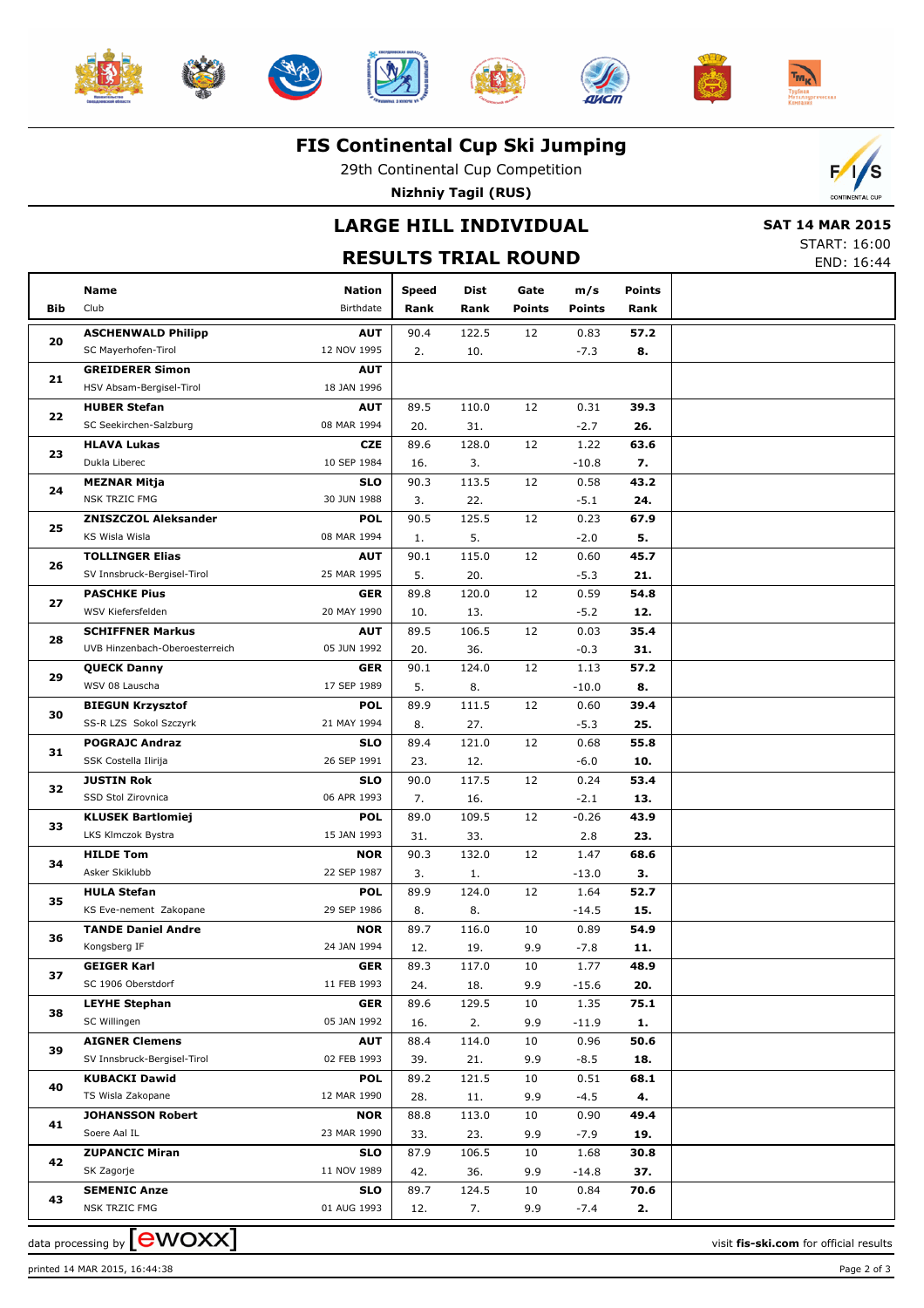# FIS Continental Cup Ski Jumping

29th Continental Cup Competition

**Nizhniy Tagil (RUS)**

## LARGE HILL INDIVIDUAL

## RESULTS TRIAL ROUND

**SAT 14 MAR 2015**
START: 16:00
END: 16:44

| Bib | Name / Club | Nation / Birthdate | Speed / Rank | Dist / Rank | Gate / Points | m/s / Points | Points / Rank |
|---|---|---|---|---|---|---|---|
| 20 | **ASCHENWALD Philipp** | **AUT** | 90.4 | 122.5 | 12 | 0.83 | **57.2** |
| | SC Mayerhofen-Tirol | 12 NOV 1995 | 2. | 10. | | -7.3 | **8.** |
| 21 | **GREIDERER Simon** | **AUT** | | | | | |
| | HSV Absam-Bergisel-Tirol | 18 JAN 1996 | | | | | |
| 22 | **HUBER Stefan** | **AUT** | 89.5 | 110.0 | 12 | 0.31 | **39.3** |
| | SC Seekirchen-Salzburg | 08 MAR 1994 | 20. | 31. | | -2.7 | **26.** |
| 23 | **HLAVA Lukas** | **CZE** | 89.6 | 128.0 | 12 | 1.22 | **63.6** |
| | Dukla Liberec | 10 SEP 1984 | 16. | 3. | | -10.8 | **7.** |
| 24 | **MEZNAR Mitja** | **SLO** | 90.3 | 113.5 | 12 | 0.58 | **43.2** |
| | NSK TRZIC FMG | 30 JUN 1988 | 3. | 22. | | -5.1 | **24.** |
| 25 | **ZNISZCZOL Aleksander** | **POL** | 90.5 | 125.5 | 12 | 0.23 | **67.9** |
| | KS Wisla Wisla | 08 MAR 1994 | 1. | 5. | | -2.0 | **5.** |
| 26 | **TOLLINGER Elias** | **AUT** | 90.1 | 115.0 | 12 | 0.60 | **45.7** |
| | SV Innsbruck-Bergisel-Tirol | 25 MAR 1995 | 5. | 20. | | -5.3 | **21.** |
| 27 | **PASCHKE Pius** | **GER** | 89.8 | 120.0 | 12 | 0.59 | **54.8** |
| | WSV Kiefersfelden | 20 MAY 1990 | 10. | 13. | | -5.2 | **12.** |
| 28 | **SCHIFFNER Markus** | **AUT** | 89.5 | 106.5 | 12 | 0.03 | **35.4** |
| | UVB Hinzenbach-Oberoesterreich | 05 JUN 1992 | 20. | 36. | | -0.3 | **31.** |
| 29 | **QUECK Danny** | **GER** | 90.1 | 124.0 | 12 | 1.13 | **57.2** |
| | WSV 08 Lauscha | 17 SEP 1989 | 5. | 8. | | -10.0 | **8.** |
| 30 | **BIEGUN Krzysztof** | **POL** | 89.9 | 111.5 | 12 | 0.60 | **39.4** |
| | SS-R LZS Sokol Szczyrk | 21 MAY 1994 | 8. | 27. | | -5.3 | **25.** |
| 31 | **POGRAJC Andraz** | **SLO** | 89.4 | 121.0 | 12 | 0.68 | **55.8** |
| | SSK Costella Ilirija | 26 SEP 1991 | 23. | 12. | | -6.0 | **10.** |
| 32 | **JUSTIN Rok** | **SLO** | 90.0 | 117.5 | 12 | 0.24 | **53.4** |
| | SSD Stol Zirovnica | 06 APR 1993 | 7. | 16. | | -2.1 | **13.** |
| 33 | **KLUSEK Bartlomiej** | **POL** | 89.0 | 109.5 | 12 | -0.26 | **43.9** |
| | LKS Klmczok Bystra | 15 JAN 1993 | 31. | 33. | | 2.8 | **23.** |
| 34 | **HILDE Tom** | **NOR** | 90.3 | 132.0 | 12 | 1.47 | **68.6** |
| | Asker Skiklubb | 22 SEP 1987 | 3. | 1. | | -13.0 | **3.** |
| 35 | **HULA Stefan** | **POL** | 89.9 | 124.0 | 12 | 1.64 | **52.7** |
| | KS Eve-nement Zakopane | 29 SEP 1986 | 8. | 8. | | -14.5 | **15.** |
| 36 | **TANDE Daniel Andre** | **NOR** | 89.7 | 116.0 | 10 | 0.89 | **54.9** |
| | Kongsberg IF | 24 JAN 1994 | 12. | 19. | 9.9 | -7.8 | **11.** |
| 37 | **GEIGER Karl** | **GER** | 89.3 | 117.0 | 10 | 1.77 | **48.9** |
| | SC 1906 Oberstdorf | 11 FEB 1993 | 24. | 18. | 9.9 | -15.6 | **20.** |
| 38 | **LEYHE Stephan** | **GER** | 89.6 | 129.5 | 10 | 1.35 | **75.1** |
| | SC Willingen | 05 JAN 1992 | 16. | 2. | 9.9 | -11.9 | **1.** |
| 39 | **AIGNER Clemens** | **AUT** | 88.4 | 114.0 | 10 | 0.96 | **50.6** |
| | SV Innsbruck-Bergisel-Tirol | 02 FEB 1993 | 39. | 21. | 9.9 | -8.5 | **18.** |
| 40 | **KUBACKI Dawid** | **POL** | 89.2 | 121.5 | 10 | 0.51 | **68.1** |
| | TS Wisla Zakopane | 12 MAR 1990 | 28. | 11. | 9.9 | -4.5 | **4.** |
| 41 | **JOHANSSON Robert** | **NOR** | 88.8 | 113.0 | 10 | 0.90 | **49.4** |
| | Soere Aal IL | 23 MAR 1990 | 33. | 23. | 9.9 | -7.9 | **19.** |
| 42 | **ZUPANCIC Miran** | **SLO** | 87.9 | 106.5 | 10 | 1.68 | **30.8** |
| | SK Zagorje | 11 NOV 1989 | 42. | 36. | 9.9 | -14.8 | **37.** |
| 43 | **SEMENIC Anze** | **SLO** | 89.7 | 124.5 | 10 | 0.84 | **70.6** |
| | NSK TRZIC FMG | 01 AUG 1993 | 12. | 7. | 9.9 | -7.4 | **2.** |

data processing by ewoxx — visit **fis-ski.com** for official results

printed 14 MAR 2015, 16:44:38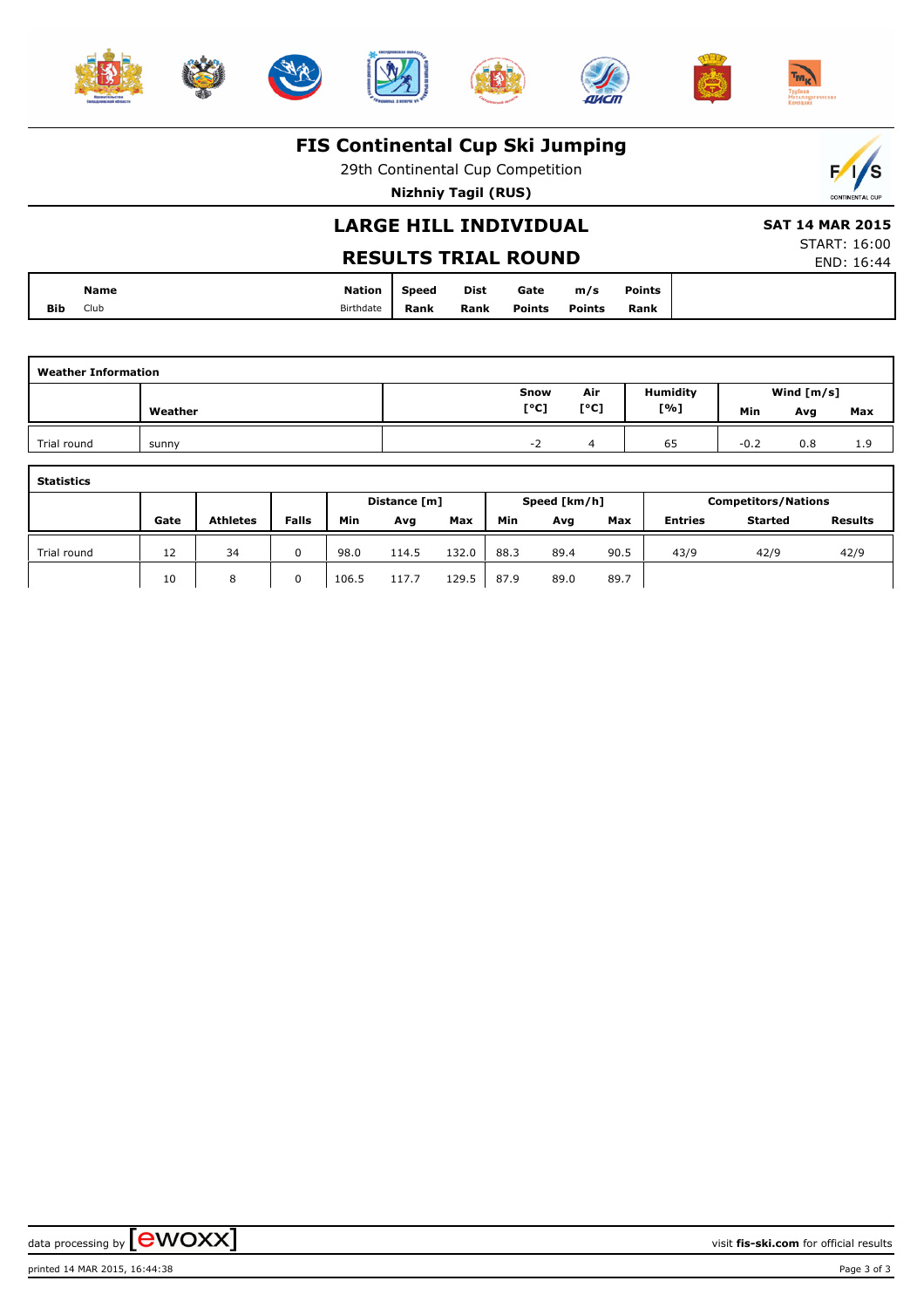# FIS Continental Cup Ski Jumping

29th Continental Cup Competition

**Nizhniy Tagil (RUS)**

## LARGE HILL INDIVIDUAL

## RESULTS TRIAL ROUND

**SAT 14 MAR 2015**

START: 16:00

END: 16:44

| Bib | Name / Club | Nation / Birthdate | Speed / Rank | Dist / Rank | Gate / Points | m/s / Points | Points / Rank |
|---|---|---|---|---|---|---|---|

**Weather Information**

| | Weather | Snow [°C] | Air [°C] | Humidity [%] | Wind [m/s] Min | Avg | Max |
|---|---|---|---|---|---|---|---|
| Trial round | sunny | -2 | 4 | 65 | -0.2 | 0.8 | 1.9 |

**Statistics**

| | Gate | Athletes | Falls | Distance [m] Min | Avg | Max | Speed [km/h] Min | Avg | Max | Competitors/Nations Entries | Started | Results |
|---|---|---|---|---|---|---|---|---|---|---|---|---|
| Trial round | 12 | 34 | 0 | 98.0 | 114.5 | 132.0 | 88.3 | 89.4 | 90.5 | 43/9 | 42/9 | 42/9 |
| | 10 | 8 | 0 | 106.5 | 117.7 | 129.5 | 87.9 | 89.0 | 89.7 | | | |

data processing by [ewoxx]

visit **fis-ski.com** for official results

printed 14 MAR 2015, 16:44:38